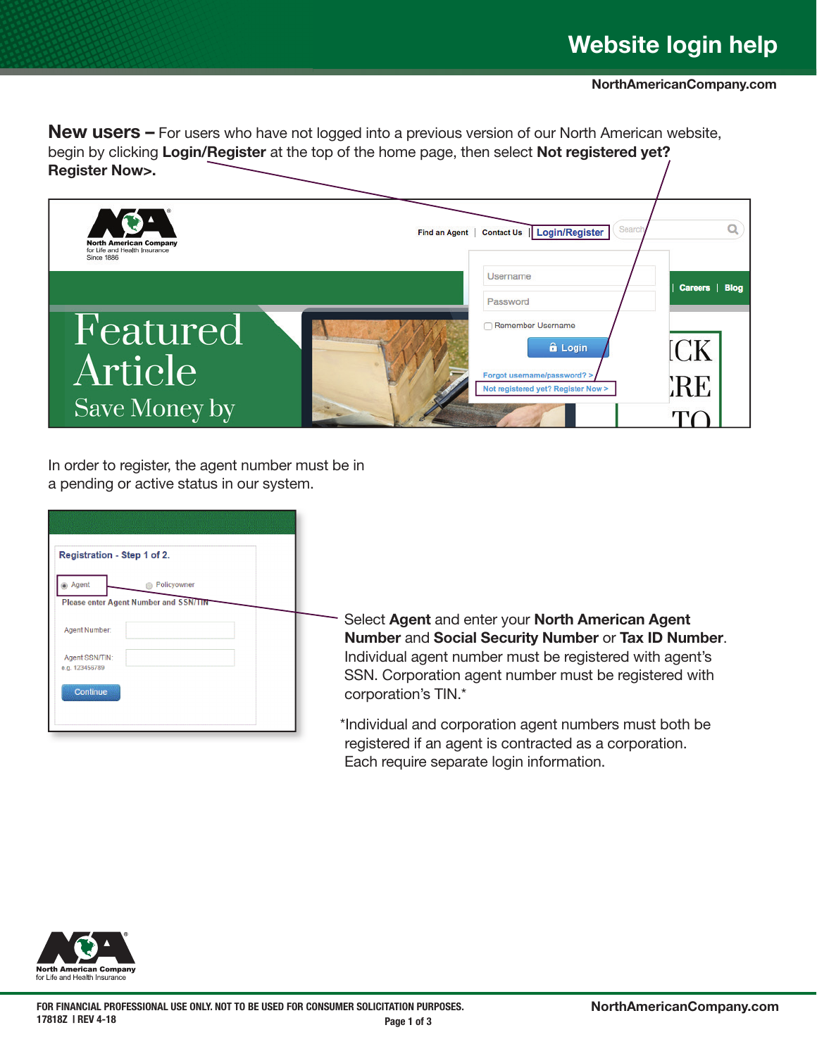# Website login help

NorthAmericanCompany.com

**New users –** For users who have not logged into a previous version of our North American website, begin by clicking **Login/Register** at the top of the home page, then select **Not registered yet? Register Now>.**

In order to register, the agent number must be in a pending or active status in our system.

Select **Agent** and enter your **North American Agent Number** and **Social Security Number** or **Tax ID Number**. Individual agent number must be registered with agent's SSN. Corporation agent number must be registered with corporation's TIN.*

*Individual and corporation agent numbers must both be registered if an agent is contracted as a corporation. Each require separate login information.

FOR FINANCIAL PROFESSIONAL USE ONLY. NOT TO BE USED FOR CONSUMER SOLICITATION PURPOSES.
17818Z | REV 4-18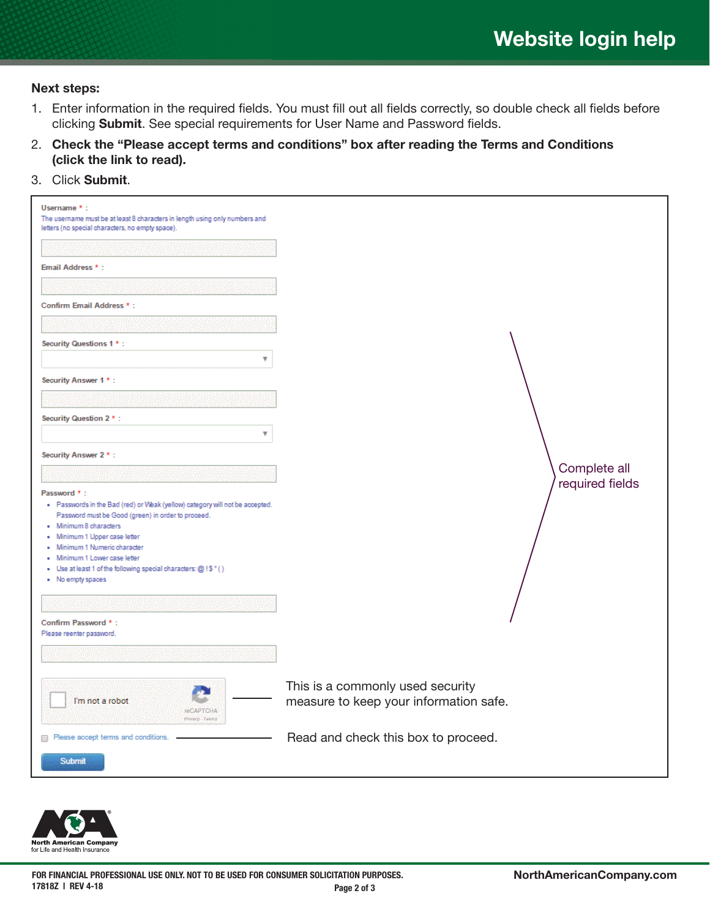# Website login help

**Next steps:**

1. Enter information in the required fields. You must fill out all fields correctly, so double check all fields before clicking **Submit**. See special requirements for User Name and Password fields.
2. **Check the "Please accept terms and conditions" box after reading the Terms and Conditions (click the link to read).**
3. Click **Submit**.

Username * :
The username must be at least 8 characters in length using only numbers and letters (no special characters, no empty space).

Email Address * :

Confirm Email Address * :

Security Questions 1 * :

Security Answer 1 * :

Security Question 2 * :

Security Answer 2 * :

Password * :

- Passwords in the Bad (red) or Weak (yellow) category will not be accepted. Password must be Good (green) in order to proceed.
- Minimum 8 characters
- Minimum 1 Upper case letter
- Minimum 1 Numeric character
- Minimum 1 Lower case letter
- Use at least 1 of the following special characters: @ ! $ * ( )
- No empty spaces

Confirm Password * :
Please reenter password.

Complete all required fields

I'm not a robot — reCAPTCHA — This is a commonly used security measure to keep your information safe.

Please accept terms and conditions. — Read and check this box to proceed.

Submit

North American Company for Life and Health Insurance

FOR FINANCIAL PROFESSIONAL USE ONLY. NOT TO BE USED FOR CONSUMER SOLICITATION PURPOSES.
17818Z | REV 4-18

NorthAmericanCompany.com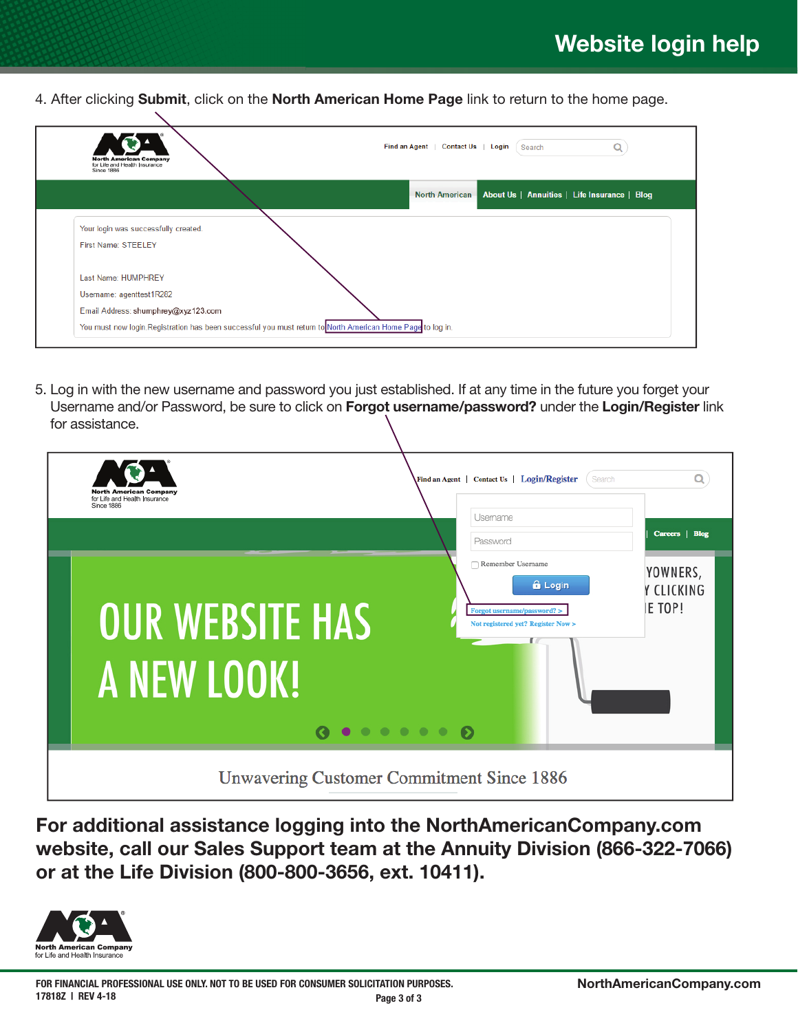# Website login help

4. After clicking **Submit**, click on the **North American Home Page** link to return to the home page.

Your login was successfully created.

First Name: STEELEY

Last Name: HUMPHREY

Username: agenttest1R262

Email Address: shumphrey@xyz123.com

You must now login.Registration has been successful you must return to North American Home Page to log in.

5. Log in with the new username and password you just established. If at any time in the future you forget your Username and/or Password, be sure to click on **Forgot username/password?** under the **Login/Register** link for assistance.

**For additional assistance logging into the NorthAmericanCompany.com website, call our Sales Support team at the Annuity Division (866-322-7066) or at the Life Division (800-800-3656, ext. 10411).**

North American Company for Life and Health Insurance

FOR FINANCIAL PROFESSIONAL USE ONLY. NOT TO BE USED FOR CONSUMER SOLICITATION PURPOSES.
17818Z | REV 4-18

NorthAmericanCompany.com